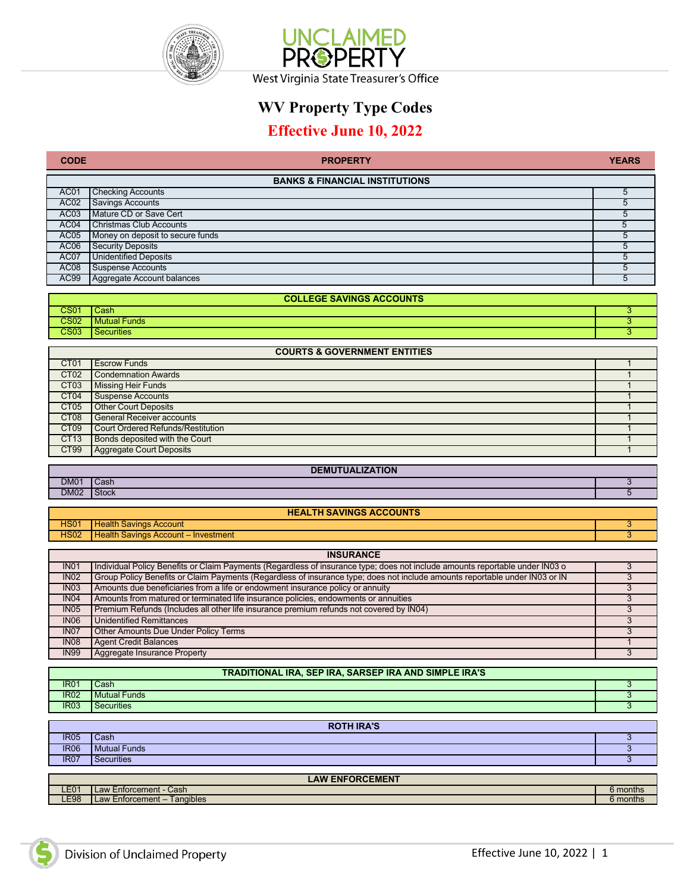UNCLAIMED PROPERTY

West Virginia State Treasurer's Office

# WV Property Type Codes

## Effective June 10, 2022

| CODE | PROPERTY | YEARS |
|---|---|---|
| | **BANKS & FINANCIAL INSTITUTIONS** | |
| AC01 | Checking Accounts | 5 |
| AC02 | Savings Accounts | 5 |
| AC03 | Mature CD or Save Cert | 5 |
| AC04 | Christmas Club Accounts | 5 |
| AC05 | Money on deposit to secure funds | 5 |
| AC06 | Security Deposits | 5 |
| AC07 | Unidentified Deposits | 5 |
| AC08 | Suspense Accounts | 5 |
| AC99 | Aggregate Account balances | 5 |
| | **COLLEGE SAVINGS ACCOUNTS** | |
| CS01 | Cash | 3 |
| CS02 | Mutual Funds | 3 |
| CS03 | Securities | 3 |
| | **COURTS & GOVERNMENT ENTITIES** | |
| CT01 | Escrow Funds | 1 |
| CT02 | Condemnation Awards | 1 |
| CT03 | Missing Heir Funds | 1 |
| CT04 | Suspense Accounts | 1 |
| CT05 | Other Court Deposits | 1 |
| CT08 | General Receiver accounts | 1 |
| CT09 | Court Ordered Refunds/Restitution | 1 |
| CT13 | Bonds deposited with the Court | 1 |
| CT99 | Aggregate Court Deposits | 1 |
| | **DEMUTUALIZATION** | |
| DM01 | Cash | 3 |
| DM02 | Stock | 5 |
| | **HEALTH SAVINGS ACCOUNTS** | |
| HS01 | Health Savings Account | 3 |
| HS02 | Health Savings Account – Investment | 3 |
| | **INSURANCE** | |
| IN01 | Individual Policy Benefits or Claim Payments (Regardless of insurance type; does not include amounts reportable under IN03 o | 3 |
| IN02 | Group Policy Benefits or Claim Payments (Regardless of insurance type; does not include amounts reportable under IN03 or IN | 3 |
| IN03 | Amounts due beneficiaries from a life or endowment insurance policy or annuity | 3 |
| IN04 | Amounts from matured or terminated life insurance policies, endowments or annuities | 3 |
| IN05 | Premium Refunds (Includes all other life insurance premium refunds not covered by IN04) | 3 |
| IN06 | Unidentified Remittances | 3 |
| IN07 | Other Amounts Due Under Policy Terms | 3 |
| IN08 | Agent Credit Balances | 1 |
| IN99 | Aggregate Insurance Property | 3 |
| | **TRADITIONAL IRA, SEP IRA, SARSEP IRA AND SIMPLE IRA'S** | |
| IR01 | Cash | 3 |
| IR02 | Mutual Funds | 3 |
| IR03 | Securities | 3 |
| | **ROTH IRA'S** | |
| IR05 | Cash | 3 |
| IR06 | Mutual Funds | 3 |
| IR07 | Securities | 3 |
| | **LAW ENFORCEMENT** | |
| LE01 | Law Enforcement - Cash | 6 months |
| LE98 | Law Enforcement – Tangibles | 6 months |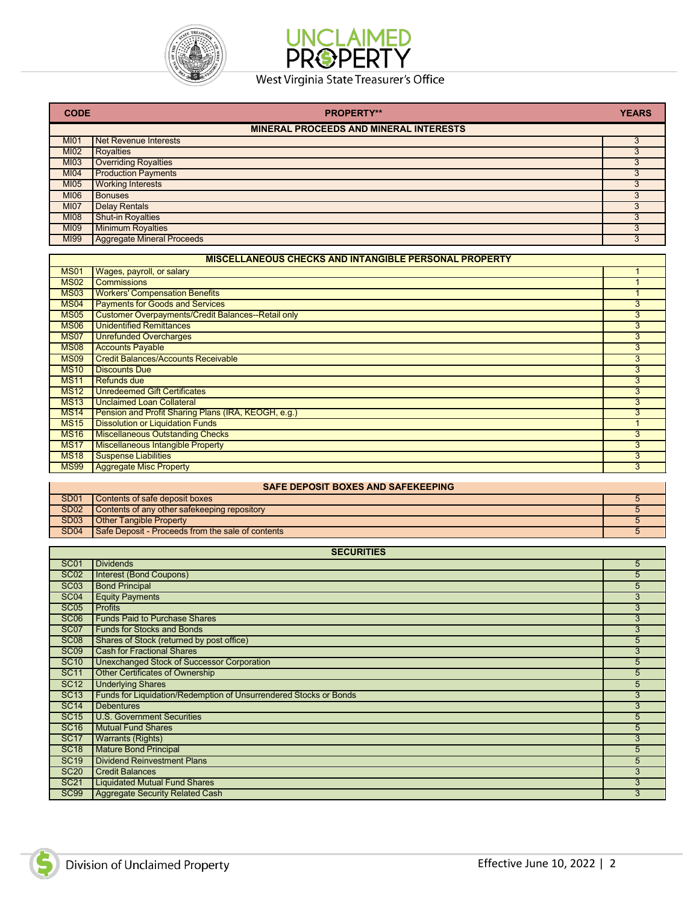| CODE | PROPERTY** | YEARS |
|---|---|---|
| | **MINERAL PROCEEDS AND MINERAL INTERESTS** | |
| MI01 | Net Revenue Interests | 3 |
| MI02 | Royalties | 3 |
| MI03 | Overriding Royalties | 3 |
| MI04 | Production Payments | 3 |
| MI05 | Working Interests | 3 |
| MI06 | Bonuses | 3 |
| MI07 | Delay Rentals | 3 |
| MI08 | Shut-in Royalties | 3 |
| MI09 | Minimum Royalties | 3 |
| MI99 | Aggregate Mineral Proceeds | 3 |
| | **MISCELLANEOUS CHECKS AND INTANGIBLE PERSONAL PROPERTY** | |
| MS01 | Wages, payroll, or salary | 1 |
| MS02 | Commissions | 1 |
| MS03 | Workers' Compensation Benefits | 1 |
| MS04 | Payments for Goods and Services | 3 |
| MS05 | Customer Overpayments/Credit Balances--Retail only | 3 |
| MS06 | Unidentified Remittances | 3 |
| MS07 | Unrefunded Overcharges | 3 |
| MS08 | Accounts Payable | 3 |
| MS09 | Credit Balances/Accounts Receivable | 3 |
| MS10 | Discounts Due | 3 |
| MS11 | Refunds due | 3 |
| MS12 | Unredeemed Gift Certificates | 3 |
| MS13 | Unclaimed Loan Collateral | 3 |
| MS14 | Pension and Profit Sharing Plans (IRA, KEOGH, e.g.) | 3 |
| MS15 | Dissolution or Liquidation Funds | 1 |
| MS16 | Miscellaneous Outstanding Checks | 3 |
| MS17 | Miscellaneous Intangible Property | 3 |
| MS18 | Suspense Liabilities | 3 |
| MS99 | Aggregate Misc Property | 3 |
| | **SAFE DEPOSIT BOXES AND SAFEKEEPING** | |
| SD01 | Contents of safe deposit boxes | 5 |
| SD02 | Contents of any other safekeeping repository | 5 |
| SD03 | Other Tangible Property | 5 |
| SD04 | Safe Deposit - Proceeds from the sale of contents | 5 |
| | **SECURITIES** | |
| SC01 | Dividends | 5 |
| SC02 | Interest (Bond Coupons) | 5 |
| SC03 | Bond Principal | 5 |
| SC04 | Equity Payments | 3 |
| SC05 | Profits | 3 |
| SC06 | Funds Paid to Purchase Shares | 3 |
| SC07 | Funds for Stocks and Bonds | 3 |
| SC08 | Shares of Stock (returned by post office) | 5 |
| SC09 | Cash for Fractional Shares | 3 |
| SC10 | Unexchanged Stock of Successor Corporation | 5 |
| SC11 | Other Certificates of Ownership | 5 |
| SC12 | Underlying Shares | 5 |
| SC13 | Funds for Liquidation/Redemption of Unsurrendered Stocks or Bonds | 3 |
| SC14 | Debentures | 3 |
| SC15 | U.S. Government Securities | 5 |
| SC16 | Mutual Fund Shares | 5 |
| SC17 | Warrants (Rights) | 3 |
| SC18 | Mature Bond Principal | 5 |
| SC19 | Dividend Reinvestment Plans | 5 |
| SC20 | Credit Balances | 3 |
| SC21 | Liquidated Mutual Fund Shares | 3 |
| SC99 | Aggregate Security Related Cash | 3 |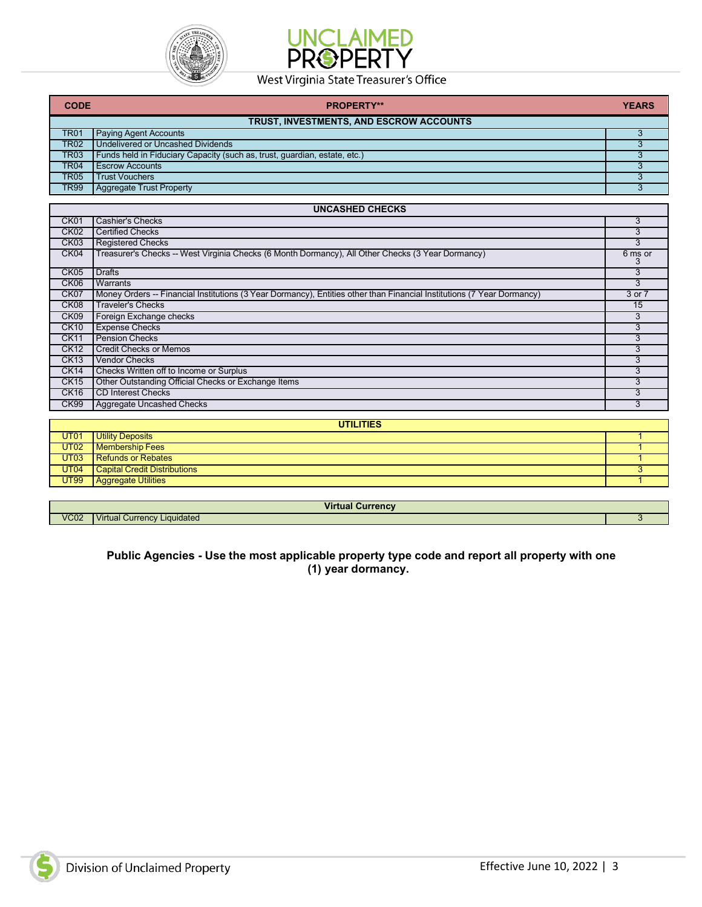# UNCLAIMED PROPERTY

West Virginia State Treasurer's Office

| CODE | PROPERTY** | YEARS |
|---|---|---|
| | **TRUST, INVESTMENTS, AND ESCROW ACCOUNTS** | |
| TR01 | Paying Agent Accounts | 3 |
| TR02 | Undelivered or Uncashed Dividends | 3 |
| TR03 | Funds held in Fiduciary Capacity (such as, trust, guardian, estate, etc.) | 3 |
| TR04 | Escrow Accounts | 3 |
| TR05 | Trust Vouchers | 3 |
| TR99 | Aggregate Trust Property | 3 |
| | **UNCASHED CHECKS** | |
| CK01 | Cashier's Checks | 3 |
| CK02 | Certified Checks | 3 |
| CK03 | Registered Checks | 3 |
| CK04 | Treasurer's Checks -- West Virginia Checks (6 Month Dormancy), All Other Checks (3 Year Dormancy) | 6 ms or 3 |
| CK05 | Drafts | 3 |
| CK06 | Warrants | 3 |
| CK07 | Money Orders -- Financial Institutions (3 Year Dormancy), Entities other than Financial Institutions (7 Year Dormancy) | 3 or 7 |
| CK08 | Traveler's Checks | 15 |
| CK09 | Foreign Exchange checks | 3 |
| CK10 | Expense Checks | 3 |
| CK11 | Pension Checks | 3 |
| CK12 | Credit Checks or Memos | 3 |
| CK13 | Vendor Checks | 3 |
| CK14 | Checks Written off to Income or Surplus | 3 |
| CK15 | Other Outstanding Official Checks or Exchange Items | 3 |
| CK16 | CD Interest Checks | 3 |
| CK99 | Aggregate Uncashed Checks | 3 |
| | **UTILITIES** | |
| UT01 | Utility Deposits | 1 |
| UT02 | Membership Fees | 1 |
| UT03 | Refunds or Rebates | 1 |
| UT04 | Capital Credit Distributions | 3 |
| UT99 | Aggregate Utilities | 1 |
| | **Virtual Currency** | |
| VC02 | Virtual Currency Liquidated | 3 |

**Public Agencies - Use the most applicable property type code and report all property with one (1) year dormancy.**

Division of Unclaimed Property

Effective June 10, 2022